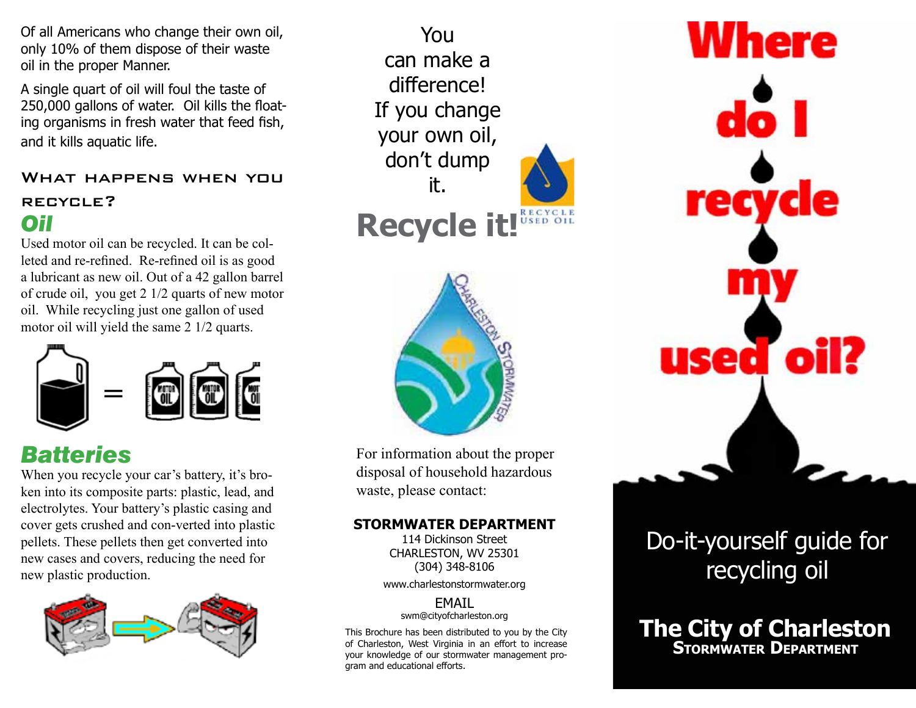Of all Americans who change their own oil, only 10% of them dispose of their waste oil in the proper Manner.

A single quart of oil will foul the taste of 250,000 gallons of water. Oil kills the floating organisms in fresh water that feed fish, and it kills aquatic life.

## What happens when you recycle?

### Oil

Used motor oil can be recycled. It can be colleted and re-refined. Re-refined oil is as good a lubricant as new oil. Out of a 42 gallon barrel of crude oil, you get 2 1/2 quarts of new motor oil. While recycling just one gallon of used motor oil will yield the same 2 1/2 quarts.

### Batteries

When you recycle your car's battery, it's broken into its composite parts: plastic, lead, and electrolytes. Your battery's plastic casing and cover gets crushed and con-verted into plastic pellets. These pellets then get converted into new cases and covers, reducing the need for new plastic production.

You can make a difference! If you change your own oil, don't dump it.

**Recycle it!**

RECYCLE USED OIL

For information about the proper disposal of household hazardous waste, please contact:

**STORMWATER DEPARTMENT**
114 Dickinson Street
CHARLESTON, WV 25301
(304) 348-8106

www.charlestonstormwater.org

EMAIL
swm@cityofcharleston.org

This Brochure has been distributed to you by the City of Charleston, West Virginia in an effort to increase your knowledge of our stormwater management program and educational efforts.

# Where do I recycle my used oil?

Do-it-yourself guide for recycling oil

**The City of Charleston**
**Stormwater Department**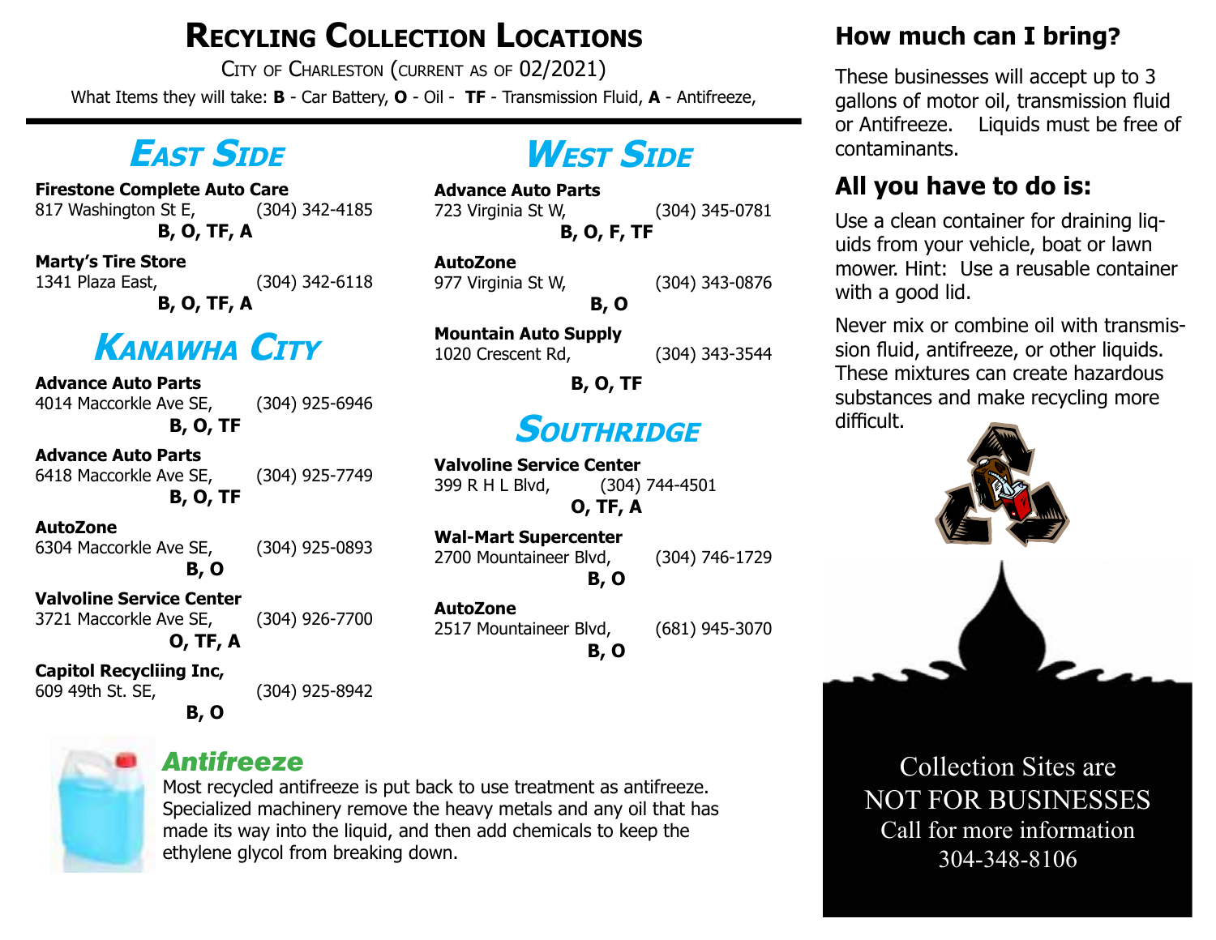# Recyling Collection Locations

City of Charleston (current as of 02/2021)

What Items they will take: **B** - Car Battery, **O** - Oil - **TF** - Transmission Fluid, **A** - Antifreeze,

## East Side

**Firestone Complete Auto Care**
817 Washington St E, (304) 342-4185
**B, O, TF, A**

**Marty's Tire Store**
1341 Plaza East, (304) 342-6118
**B, O, TF, A**

## Kanawha City

**Advance Auto Parts**
4014 Maccorkle Ave SE, (304) 925-6946
**B, O, TF**

**Advance Auto Parts**
6418 Maccorkle Ave SE, (304) 925-7749
**B, O, TF**

**AutoZone**
6304 Maccorkle Ave SE, (304) 925-0893
**B, O**

**Valvoline Service Center**
3721 Maccorkle Ave SE, (304) 926-7700
**O, TF, A**

**Capitol Recycliing Inc,**
609 49th St. SE, (304) 925-8942
**B, O**

## West Side

**Advance Auto Parts**
723 Virginia St W, (304) 345-0781
**B, O, F, TF**

**AutoZone**
977 Virginia St W, (304) 343-0876
**B, O**

**Mountain Auto Supply**
1020 Crescent Rd, (304) 343-3544
**B, O, TF**

## Southridge

**Valvoline Service Center**
399 R H L Blvd, (304) 744-4501
**O, TF, A**

**Wal-Mart Supercenter**
2700 Mountaineer Blvd, (304) 746-1729
**B, O**

**AutoZone**
2517 Mountaineer Blvd, (681) 945-3070
**B, O**

## Antifreeze

Most recycled antifreeze is put back to use treatment as antifreeze. Specialized machinery remove the heavy metals and any oil that has made its way into the liquid, and then add chemicals to keep the ethylene glycol from breaking down.

## How much can I bring?

These businesses will accept up to 3 gallons of motor oil, transmission fluid or Antifreeze. Liquids must be free of contaminants.

## All you have to do is:

Use a clean container for draining liquids from your vehicle, boat or lawn mower. Hint: Use a reusable container with a good lid.

Never mix or combine oil with transmission fluid, antifreeze, or other liquids. These mixtures can create hazardous substances and make recycling more difficult.

Collection Sites are
NOT FOR BUSINESSES
Call for more information
304-348-8106